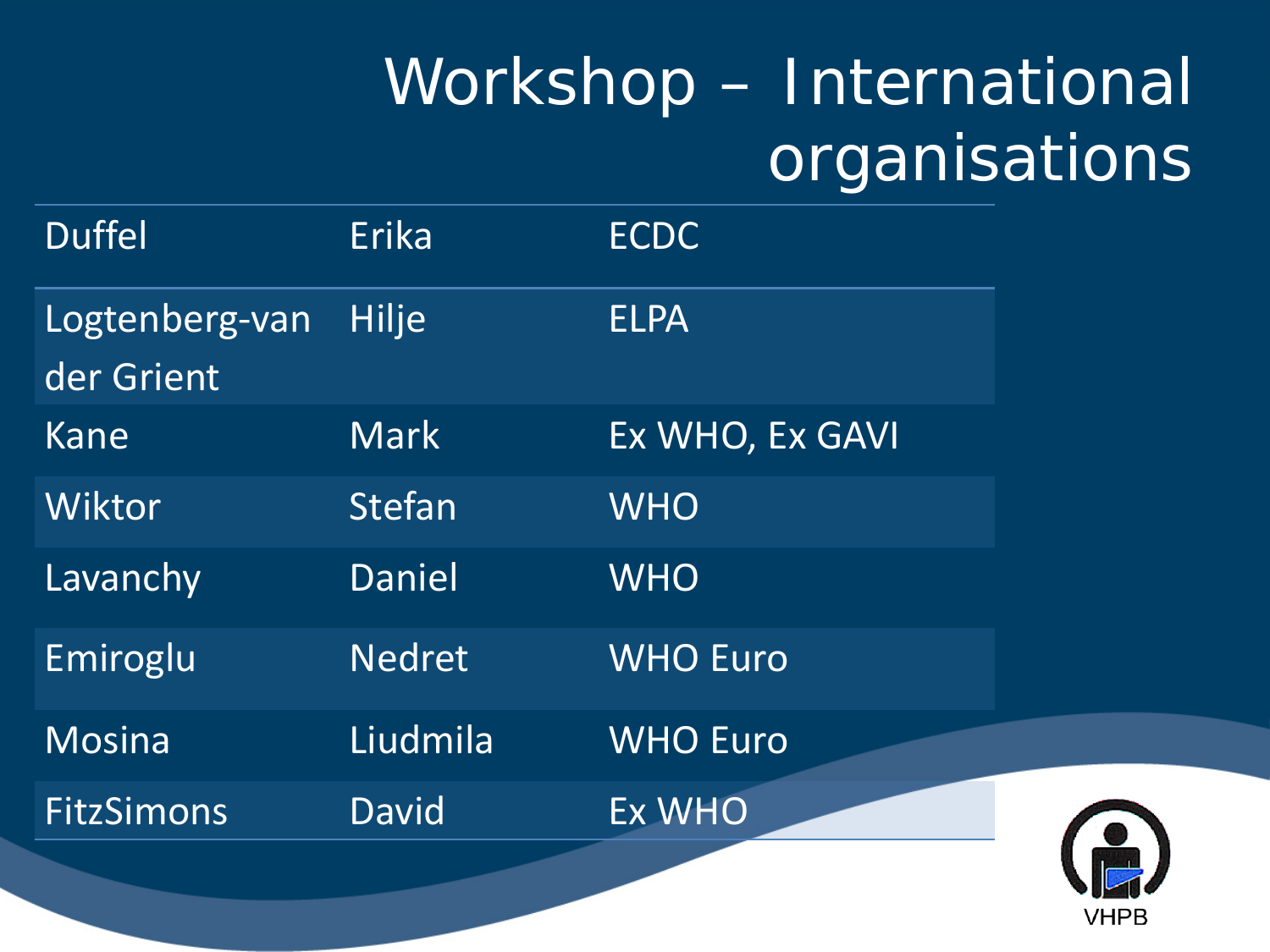# Workshop – International organisations

| Duffel | Erika | ECDC |
|---|---|---|
| Logtenberg-van der Grient | Hilje | ELPA |
| Kane | Mark | Ex WHO, Ex GAVI |
| Wiktor | Stefan | WHO |
| Lavanchy | Daniel | WHO |
| Emiroglu | Nedret | WHO Euro |
| Mosina | Liudmila | WHO Euro |
| FitzSimons | David | Ex WHO |

VHPB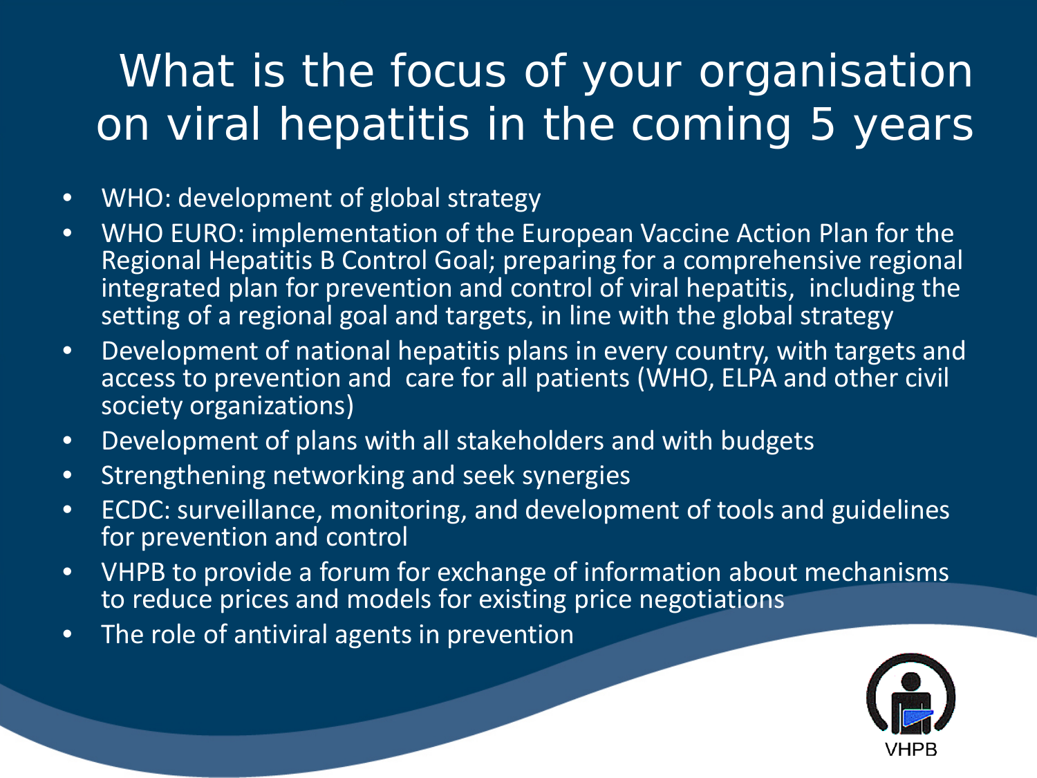# What is the focus of your organisation on viral hepatitis in the coming 5 years

- WHO: development of global strategy
- WHO EURO: implementation of the European Vaccine Action Plan for the Regional Hepatitis B Control Goal; preparing for a comprehensive regional integrated plan for prevention and control of viral hepatitis, including the setting of a regional goal and targets, in line with the global strategy
- Development of national hepatitis plans in every country, with targets and access to prevention and care for all patients (WHO, ELPA and other civil society organizations)
- Development of plans with all stakeholders and with budgets
- Strengthening networking and seek synergies
- ECDC: surveillance, monitoring, and development of tools and guidelines for prevention and control
- VHPB to provide a forum for exchange of information about mechanisms to reduce prices and models for existing price negotiations
- The role of antiviral agents in prevention

VHPB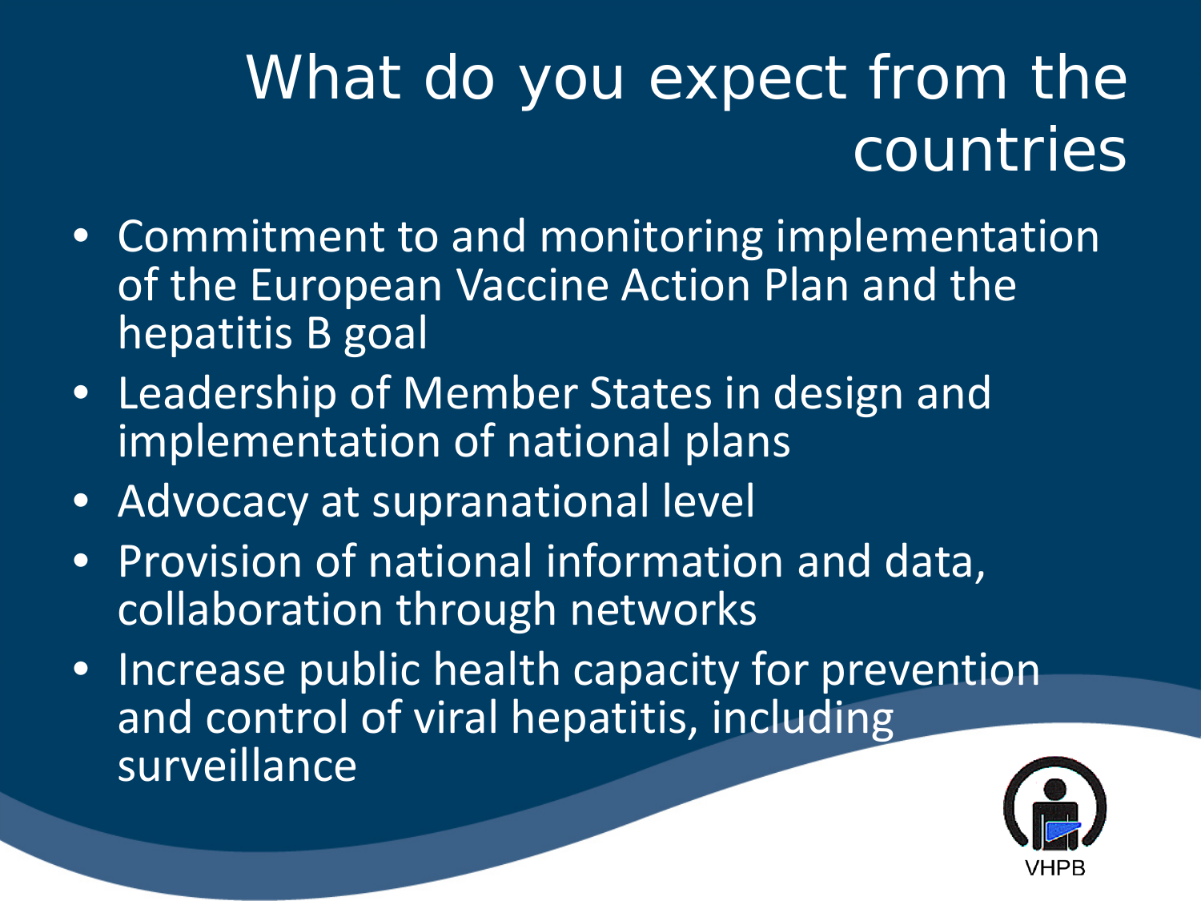# What do you expect from the countries

- Commitment to and monitoring implementation of the European Vaccine Action Plan and the hepatitis B goal
- Leadership of Member States in design and implementation of national plans
- Advocacy at supranational level
- Provision of national information and data, collaboration through networks
- Increase public health capacity for prevention and control of viral hepatitis, including surveillance

VHPB